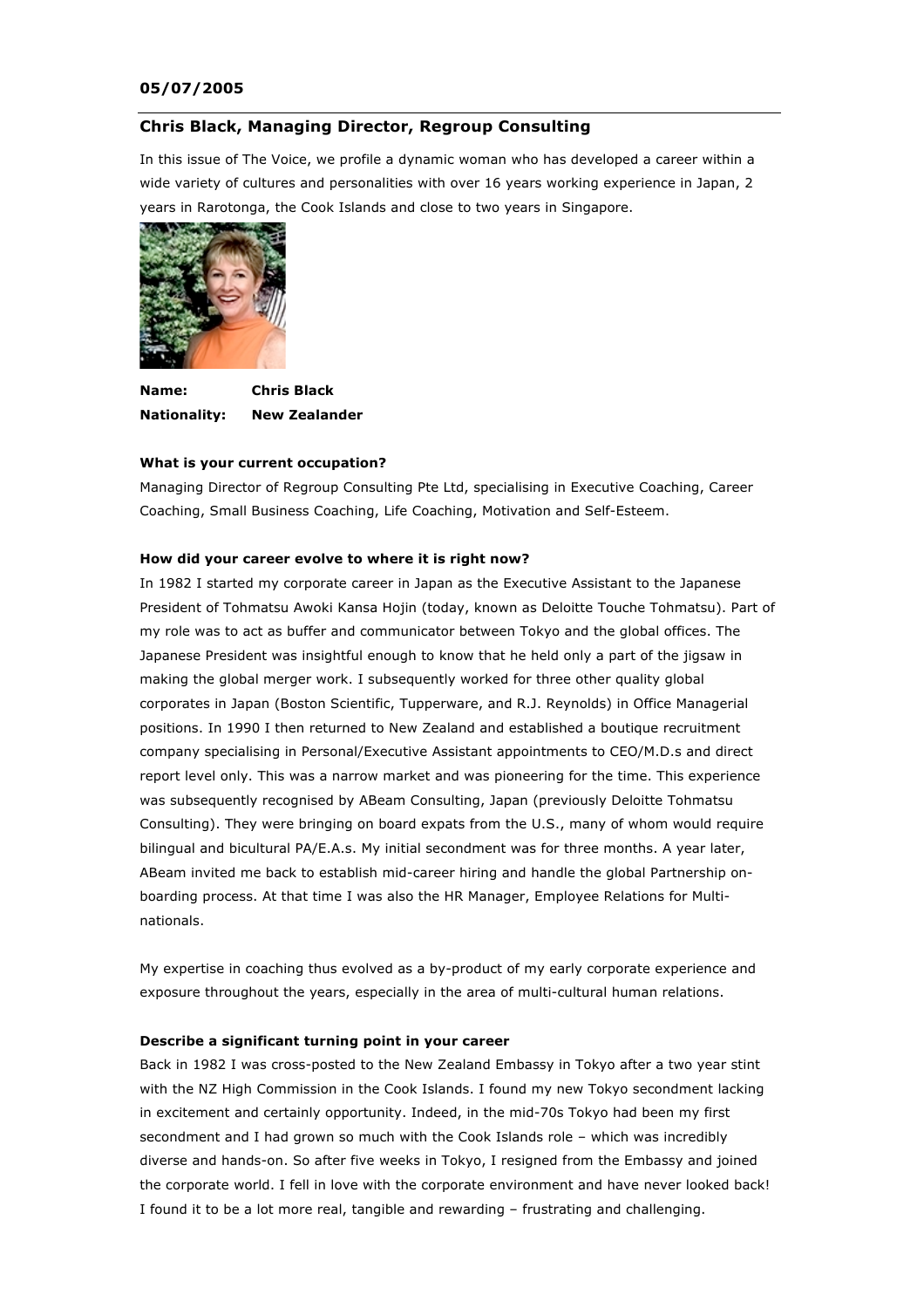**05/07/2005**

## Chris Black, Managing Director, Regroup Consulting

In this issue of The Voice, we profile a dynamic woman who has developed a career within a wide variety of cultures and personalities with over 16 years working experience in Japan, 2 years in Rarotonga, the Cook Islands and close to two years in Singapore.

**Name:** **Chris Black**
**Nationality:** **New Zealander**

**What is your current occupation?**

Managing Director of Regroup Consulting Pte Ltd, specialising in Executive Coaching, Career Coaching, Small Business Coaching, Life Coaching, Motivation and Self-Esteem.

**How did your career evolve to where it is right now?**

In 1982 I started my corporate career in Japan as the Executive Assistant to the Japanese President of Tohmatsu Awoki Kansa Hojin (today, known as Deloitte Touche Tohmatsu). Part of my role was to act as buffer and communicator between Tokyo and the global offices. The Japanese President was insightful enough to know that he held only a part of the jigsaw in making the global merger work. I subsequently worked for three other quality global corporates in Japan (Boston Scientific, Tupperware, and R.J. Reynolds) in Office Managerial positions. In 1990 I then returned to New Zealand and established a boutique recruitment company specialising in Personal/Executive Assistant appointments to CEO/M.D.s and direct report level only. This was a narrow market and was pioneering for the time. This experience was subsequently recognised by ABeam Consulting, Japan (previously Deloitte Tohmatsu Consulting). They were bringing on board expats from the U.S., many of whom would require bilingual and bicultural PA/E.A.s. My initial secondment was for three months. A year later, ABeam invited me back to establish mid-career hiring and handle the global Partnership on-boarding process. At that time I was also the HR Manager, Employee Relations for Multi-nationals.

My expertise in coaching thus evolved as a by-product of my early corporate experience and exposure throughout the years, especially in the area of multi-cultural human relations.

**Describe a significant turning point in your career**

Back in 1982 I was cross-posted to the New Zealand Embassy in Tokyo after a two year stint with the NZ High Commission in the Cook Islands. I found my new Tokyo secondment lacking in excitement and certainly opportunity. Indeed, in the mid-70s Tokyo had been my first secondment and I had grown so much with the Cook Islands role – which was incredibly diverse and hands-on. So after five weeks in Tokyo, I resigned from the Embassy and joined the corporate world. I fell in love with the corporate environment and have never looked back! I found it to be a lot more real, tangible and rewarding – frustrating and challenging.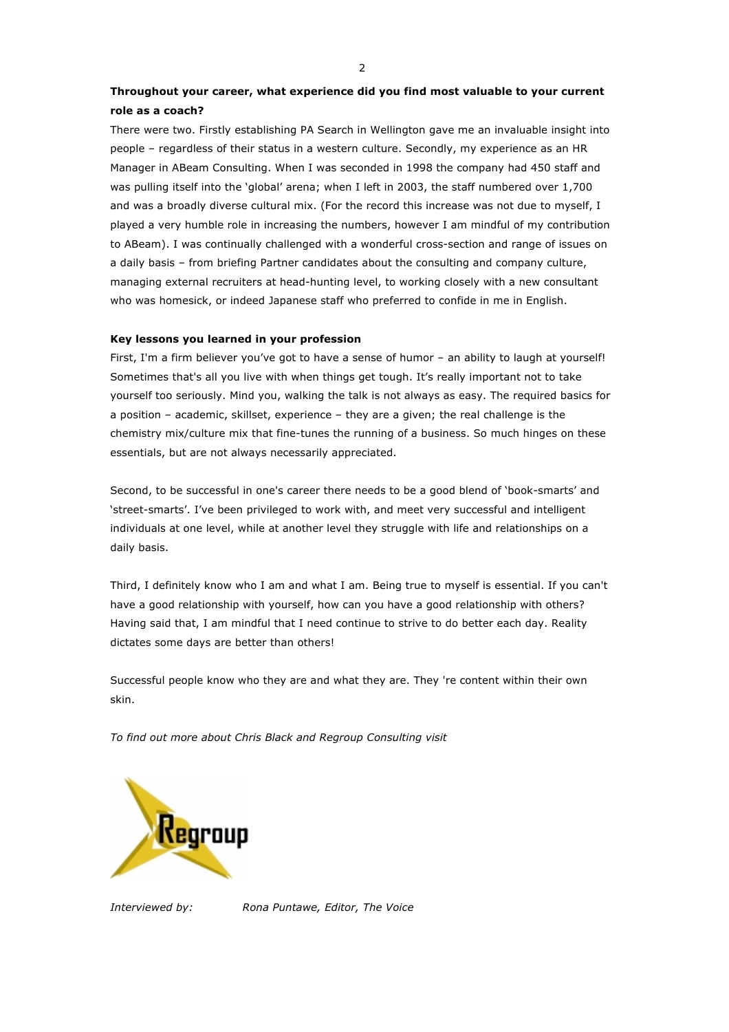**Throughout your career, what experience did you find most valuable to your current role as a coach?**

There were two. Firstly establishing PA Search in Wellington gave me an invaluable insight into people – regardless of their status in a western culture. Secondly, my experience as an HR Manager in ABeam Consulting. When I was seconded in 1998 the company had 450 staff and was pulling itself into the 'global' arena; when I left in 2003, the staff numbered over 1,700 and was a broadly diverse cultural mix. (For the record this increase was not due to myself, I played a very humble role in increasing the numbers, however I am mindful of my contribution to ABeam). I was continually challenged with a wonderful cross-section and range of issues on a daily basis – from briefing Partner candidates about the consulting and company culture, managing external recruiters at head-hunting level, to working closely with a new consultant who was homesick, or indeed Japanese staff who preferred to confide in me in English.

**Key lessons you learned in your profession**

First, I'm a firm believer you've got to have a sense of humor – an ability to laugh at yourself! Sometimes that's all you live with when things get tough. It's really important not to take yourself too seriously. Mind you, walking the talk is not always as easy. The required basics for a position – academic, skillset, experience – they are a given; the real challenge is the chemistry mix/culture mix that fine-tunes the running of a business. So much hinges on these essentials, but are not always necessarily appreciated.

Second, to be successful in one's career there needs to be a good blend of 'book-smarts' and 'street-smarts'. I've been privileged to work with, and meet very successful and intelligent individuals at one level, while at another level they struggle with life and relationships on a daily basis.

Third, I definitely know who I am and what I am. Being true to myself is essential. If you can't have a good relationship with yourself, how can you have a good relationship with others? Having said that, I am mindful that I need continue to strive to do better each day. Reality dictates some days are better than others!

Successful people know who they are and what they are. They 're content within their own skin.

*To find out more about Chris Black and Regroup Consulting visit*

Regroup

*Interviewed by:* *Rona Puntawe, Editor, The Voice*